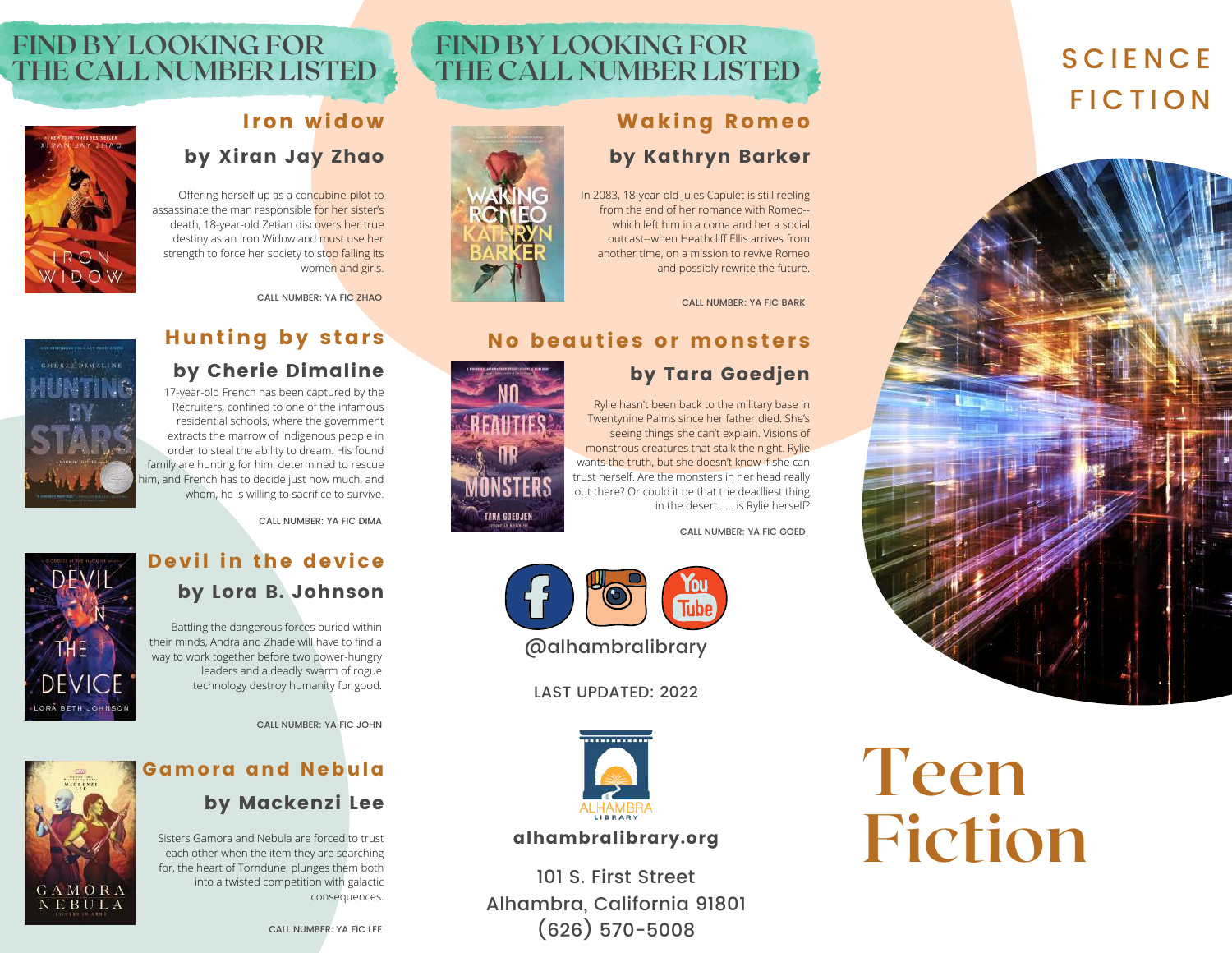# FIND BY LOOKING FOR THE CALL NUMBER LISTED

## Iron widow

### by Xiran Jay Zhao

Offering herself up as a concubine-pilot to assassinate the man responsible for her sister's death, 18-year-old Zetian discovers her true destiny as an Iron Widow and must use her strength to force her society to stop failing its women and girls.

CALL NUMBER: YA FIC ZHAO

## Hunting by stars

### by Cherie Dimaline

17-year-old French has been captured by the Recruiters, confined to one of the infamous residential schools, where the government extracts the marrow of Indigenous people in order to steal the ability to dream. His found family are hunting for him, determined to rescue him, and French has to decide just how much, and whom, he is willing to sacrifice to survive.

CALL NUMBER: YA FIC DIMA

## Devil in the device

### by Lora B. Johnson

Battling the dangerous forces buried within their minds, Andra and Zhade will have to find a way to work together before two power-hungry leaders and a deadly swarm of rogue technology destroy humanity for good.

CALL NUMBER: YA FIC JOHN

## Gamora and Nebula

### by Mackenzi Lee

Sisters Gamora and Nebula are forced to trust each other when the item they are searching for, the heart of Torndune, plunges them both into a twisted competition with galactic consequences.

CALL NUMBER: YA FIC LEE

# FIND BY LOOKING FOR THE CALL NUMBER LISTED

## Waking Romeo

### by Kathryn Barker

In 2083, 18-year-old Jules Capulet is still reeling from the end of her romance with Romeo--which left him in a coma and her a social outcast--when Heathcliff Ellis arrives from another time, on a mission to revive Romeo and possibly rewrite the future.

CALL NUMBER: YA FIC BARK

## No beauties or monsters

### by Tara Goedjen

Rylie hasn't been back to the military base in Twentynine Palms since her father died. She's seeing things she can't explain. Visions of monstrous creatures that stalk the night. Rylie wants the truth, but she doesn't know if she can trust herself. Are the monsters in her head really out there? Or could it be that the deadliest thing in the desert . . . is Rylie herself?

CALL NUMBER: YA FIC GOED

@alhambralibrary

LAST UPDATED: 2022

ALHAMBRA LIBRARY

**alhambralibrary.org**

101 S. First Street
Alhambra, California 91801
(626) 570-5008

# SCIENCE FICTION

# Teen Fiction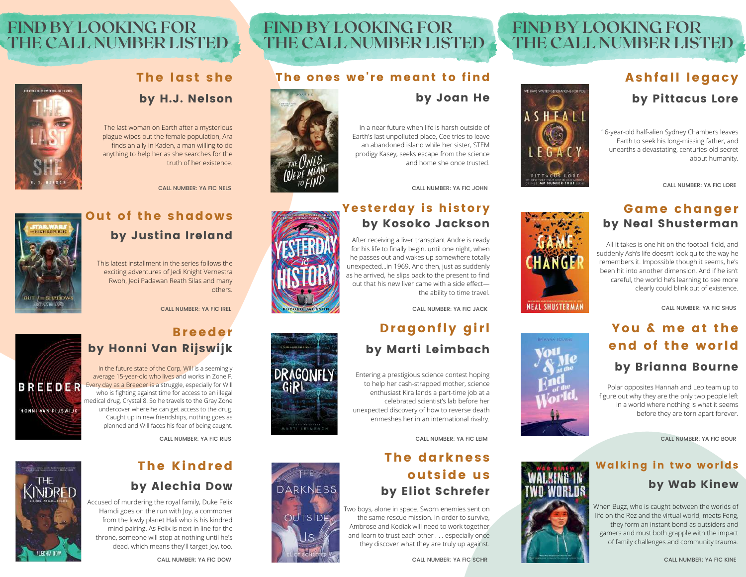## FIND BY LOOKING FOR THE CALL NUMBER LISTED

### The last she

**by H.J. Nelson**

The last woman on Earth after a mysterious plague wipes out the female population, Ara finds an ally in Kaden, a man willing to do anything to help her as she searches for the truth of her existence.

CALL NUMBER: YA FIC NELS

### Out of the shadows

**by Justina Ireland**

This latest installment in the series follows the exciting adventures of Jedi Knight Vernestra Rwoh, Jedi Padawan Reath Silas and many others.

CALL NUMBER: YA FIC IREL

### Breeder

**by Honni Van Rijswijk**

In the future state of the Corp, Will is a seemingly average 15-year-old who lives and works in Zone F. Every day as a Breeder is a struggle, especially for Will who is fighting against time for access to an illegal medical drug, Crystal 8. So he travels to the Gray Zone undercover where he can get access to the drug. Caught up in new friendships, nothing goes as planned and Will faces his fear of being caught.

CALL NUMBER: YA FIC RIJS

### The Kindred

**by Alechia Dow**

Accused of murdering the royal family, Duke Felix Hamdi goes on the run with Joy, a commoner from the lowly planet Hali who is his kindred mind-pairing. As Felix is next in line for the throne, someone will stop at nothing until he's dead, which means they'll target Joy, too.

CALL NUMBER: YA FIC DOW

## FIND BY LOOKING FOR THE CALL NUMBER LISTED

### The ones we're meant to find

**by Joan He**

In a near future when life is harsh outside of Earth's last unpolluted place, Cee tries to leave an abandoned island while her sister, STEM prodigy Kasey, seeks escape from the science and home she once trusted.

CALL NUMBER: YA FIC JOHN

### Yesterday is history

**by Kosoko Jackson**

After receiving a liver transplant Andre is ready for his life to finally begin, until one night, when he passes out and wakes up somewhere totally unexpected...in 1969. And then, just as suddenly as he arrived, he slips back to the present to find out that his new liver came with a side effect—the ability to time travel.

CALL NUMBER: YA FIC JACK

### Dragonfly girl

**by Marti Leimbach**

Entering a prestigious science contest hoping to help her cash-strapped mother, science enthusiast Kira lands a part-time job at a celebrated scientist's lab before her unexpected discovery of how to reverse death enmeshes her in an international rivalry.

CALL NUMBER: YA FIC LEIM

### The darkness outside us

**by Eliot Schrefer**

Two boys, alone in space. Sworn enemies sent on the same rescue mission. In order to survive, Ambrose and Kodiak will need to work together and learn to trust each other . . . especially once they discover what they are truly up against.

CALL NUMBER: YA FIC SCHR

## FIND BY LOOKING FOR THE CALL NUMBER LISTED

### Ashfall legacy

**by Pittacus Lore**

16-year-old half-alien Sydney Chambers leaves Earth to seek his long-missing father, and unearths a devastating, centuries-old secret about humanity.

CALL NUMBER: YA FIC LORE

### Game changer

**by Neal Shusterman**

All it takes is one hit on the football field, and suddenly Ash's life doesn't look quite the way he remembers it. Impossible though it seems, he's been hit into another dimension. And if he isn't careful, the world he's learning to see more clearly could blink out of existence.

CALL NUMBER: YA FIC SHUS

### You & me at the end of the world

**by Brianna Bourne**

Polar opposites Hannah and Leo team up to figure out why they are the only two people left in a world where nothing is what it seems before they are torn apart forever.

CALL NUMBER: YA FIC BOUR

### Walking in two worlds

**by Wab Kinew**

When Bugz, who is caught between the worlds of life on the Rez and the virtual world, meets Feng, they form an instant bond as outsiders and gamers and must both grapple with the impact of family challenges and community trauma.

CALL NUMBER: YA FIC KINE